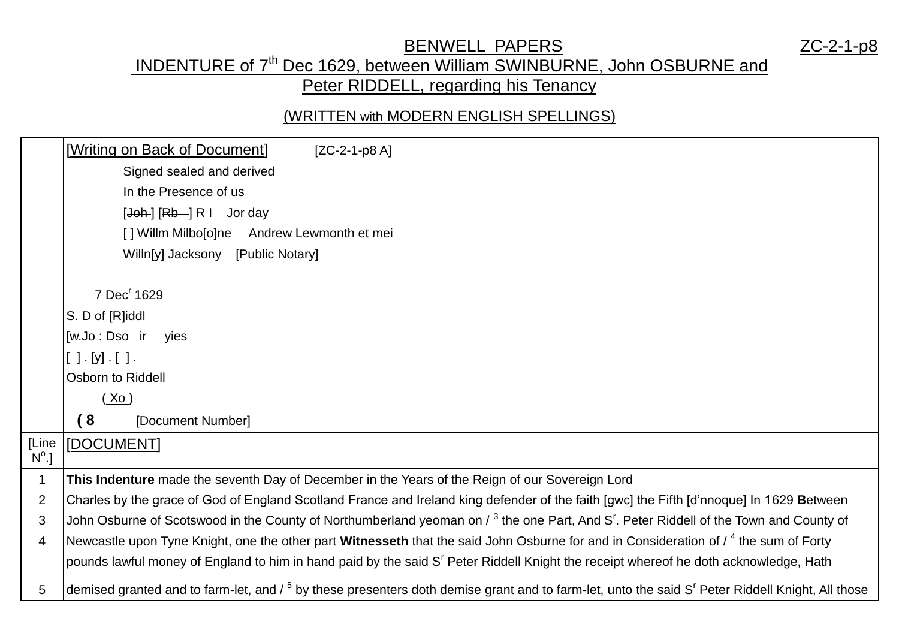# BENWELL PAPERS ZC-2-1-p8

## INDENTURE of 7th Dec 1629, between William SWINBURNE, John OSBURNE and Peter RIDDELL, regarding his Tenancy

(WRITTEN with MODERN ENGLISH SPELLINGS)

| | |
|---|---|
| | [Writing on Back of Document] [ZC-2-1-p8 A]<br>Signed sealed and derived<br>In the Presence of us<br>[~~Joh~~ ] [~~Rb~~ ] R I Jor day<br>[ ] Willm Milbo[o]ne Andrew Lewmonth et mei<br>Willn[y] Jacksony [Public Notary]<br><br>7 Dec[r] 1629<br>S. D of [R]iddl<br>[w.Jo : Dso ir yies<br>[ ] . [y] . [ ] .<br>Osborn to Riddell<br>( Xo )<br>**( 8** [Document Number] |
| [Line Nº.] | [DOCUMENT] |
| 1 | **This Indenture** made the seventh Day of December in the Years of the Reign of our Sovereign Lord |
| 2 | Charles by the grace of God of England Scotland France and Ireland king defender of the faith [gwc] the Fifth [d'nnoque] In 1629 **B**etween |
| 3 | John Osburne of Scotswood in the County of Northumberland yeoman on / 3 the one Part, And S[r]. Peter Riddell of the Town and County of Newcastle upon Tyne Knight, one the other part **Witnesseth** that the said John Osburne for and in Consideration of / 4 the sum of Forty |
| 4 | pounds lawful money of England to him in hand paid by the said S[r] Peter Riddell Knight the receipt whereof he doth acknowledge, Hath |
| 5 | demised granted and to farm-let, and / 5 by these presenters doth demise grant and to farm-let, unto the said S[r] Peter Riddell Knight, All those |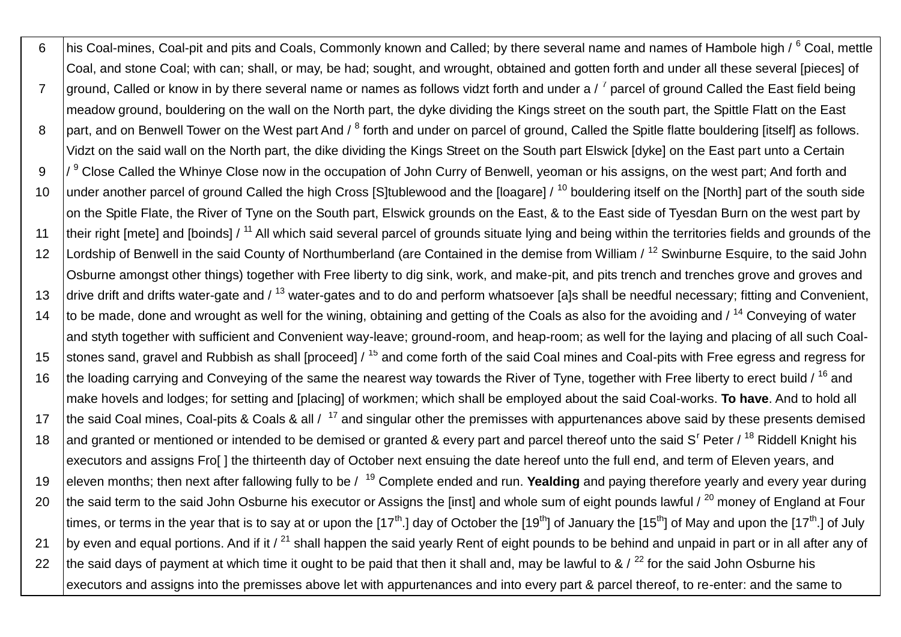| | |
|---|---|
| 6 | his Coal-mines, Coal-pit and pits and Coals, Commonly known and Called; by there several name and names of Hambole high / [6] Coal, mettle Coal, and stone Coal; with can; shall, or may, be had; sought, and wrought, obtained and gotten forth and under all these several [pieces] of |
| 7 | ground, Called or know in by there several name or names as follows vidzt forth and under a / [7] parcel of ground Called the East field being meadow ground, bouldering on the wall on the North part, the dyke dividing the Kings street on the south part, the Spittle Flatt on the East |
| 8 | part, and on Benwell Tower on the West part And / [8] forth and under on parcel of ground, Called the Spitle flatte bouldering [itself] as follows. Vidzt on the said wall on the North part, the dike dividing the Kings Street on the South part Elswick [dyke] on the East part unto a Certain |
| 9 | / [9] Close Called the Whinye Close now in the occupation of John Curry of Benwell, yeoman or his assigns, on the west part; And forth and |
| 10 | under another parcel of ground Called the high Cross [S]tublewood and the [loagare] / [10] bouldering itself on the [North] part of the south side on the Spitle Flate, the River of Tyne on the South part, Elswick grounds on the East, & to the East side of Tyesdan Burn on the west part by |
| 11 | their right [mete] and [boinds] / [11] All which said several parcel of grounds situate lying and being within the territories fields and grounds of the |
| 12 | Lordship of Benwell in the said County of Northumberland (are Contained in the demise from William / [12] Swinburne Esquire, to the said John Osburne amongst other things) together with Free liberty to dig sink, work, and make-pit, and pits trench and trenches grove and groves and |
| 13 | drive drift and drifts water-gate and / [13] water-gates and to do and perform whatsoever [a]s shall be needful necessary; fitting and Convenient, |
| 14 | to be made, done and wrought as well for the wining, obtaining and getting of the Coals as also for the avoiding and / [14] Conveying of water and styth together with sufficient and Convenient way-leave; ground-room, and heap-room; as well for the laying and placing of all such Coal- |
| 15 | stones sand, gravel and Rubbish as shall [proceed] / [15] and come forth of the said Coal mines and Coal-pits with Free egress and regress for |
| 16 | the loading carrying and Conveying of the same the nearest way towards the River of Tyne, together with Free liberty to erect build / [16] and make hovels and lodges; for setting and [placing] of workmen; which shall be employed about the said Coal-works. **To have**. And to hold all |
| 17 | the said Coal mines, Coal-pits & Coals & all / [17] and singular other the premisses with appurtenances above said by these presents demised |
| 18 | and granted or mentioned or intended to be demised or granted & every part and parcel thereof unto the said S[r] Peter / [18] Riddell Knight his executors and assigns Fro[ ] the thirteenth day of October next ensuing the date hereof unto the full end, and term of Eleven years, and |
| 19 | eleven months; then next after fallowing fully to be / [19] Complete ended and run. **Yealding** and paying therefore yearly and every year during |
| 20 | the said term to the said John Osburne his executor or Assigns the [inst] and whole sum of eight pounds lawful / [20] money of England at Four times, or terms in the year that is to say at or upon the [17th.] day of October the [19th] of January the [15th] of May and upon the [17th.] of July |
| 21 | by even and equal portions. And if it / [21] shall happen the said yearly Rent of eight pounds to be behind and unpaid in part or in all after any of |
| 22 | the said days of payment at which time it ought to be paid that then it shall and, may be lawful to & / [22] for the said John Osburne his executors and assigns into the premisses above let with appurtenances and into every part & parcel thereof, to re-enter: and the same to |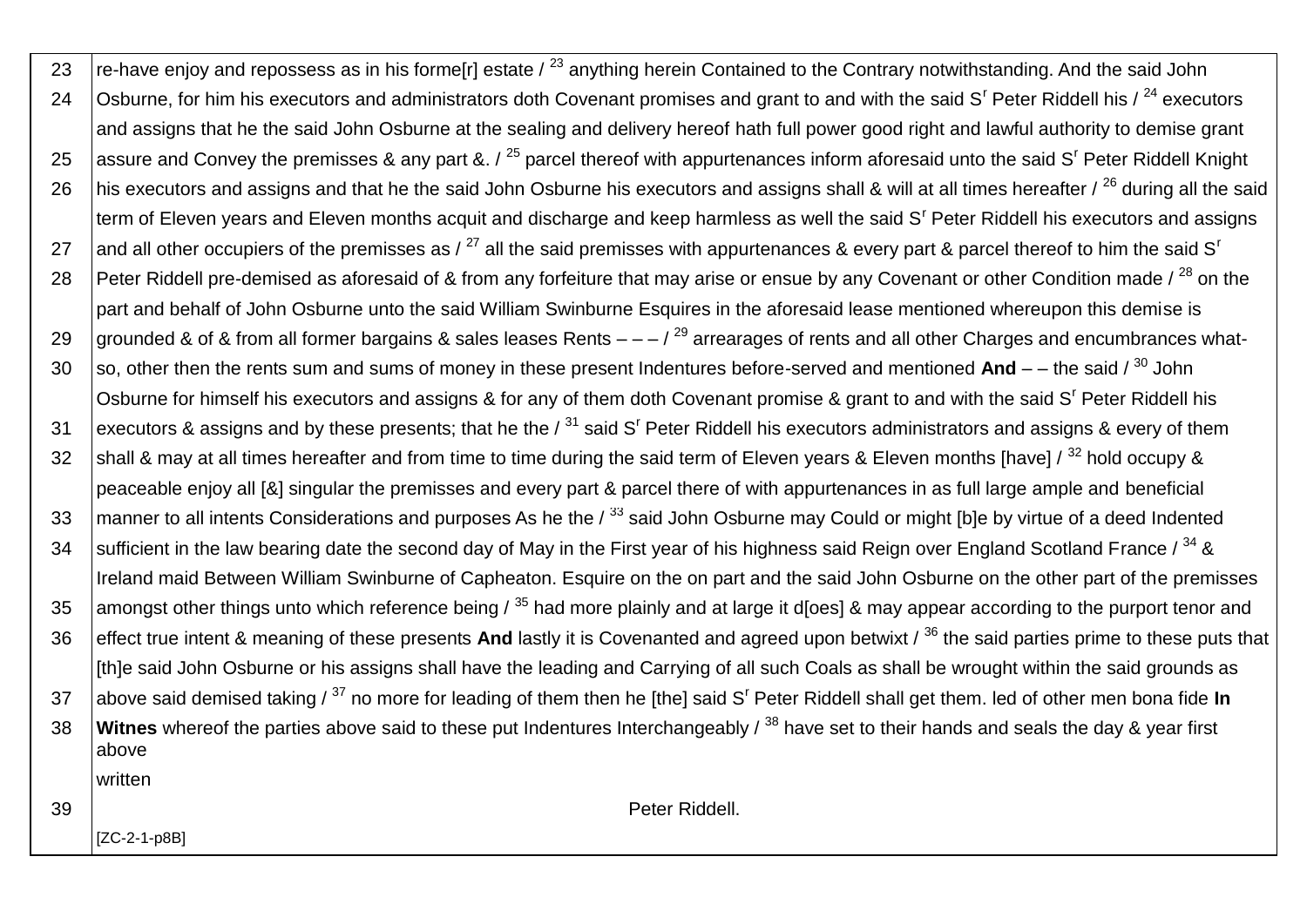| | |
|---|---|
| 23 | re-have enjoy and repossess as in his forme[r] estate / [23] anything herein Contained to the Contrary notwithstanding. And the said John |
| 24 | Osburne, for him his executors and administrators doth Covenant promises and grant to and with the said S[r] Peter Riddell his / [24] executors and assigns that he the said John Osburne at the sealing and delivery hereof hath full power good right and lawful authority to demise grant |
| 25 | assure and Convey the premisses & any part &. / [25] parcel thereof with appurtenances inform aforesaid unto the said S[r] Peter Riddell Knight |
| 26 | his executors and assigns and that he the said John Osburne his executors and assigns shall & will at all times hereafter / [26] during all the said term of Eleven years and Eleven months acquit and discharge and keep harmless as well the said S[r] Peter Riddell his executors and assigns |
| 27 | and all other occupiers of the premisses as / [27] all the said premisses with appurtenances & every part & parcel thereof to him the said S[r] |
| 28 | Peter Riddell pre-demised as aforesaid of & from any forfeiture that may arise or ensue by any Covenant or other Condition made / [28] on the part and behalf of John Osburne unto the said William Swinburne Esquires in the aforesaid lease mentioned whereupon this demise is |
| 29 | grounded & of & from all former bargains & sales leases Rents – – – / [29] arrearages of rents and all other Charges and encumbrances what- |
| 30 | so, other then the rents sum and sums of money in these present Indentures before-served and mentioned **And** – – the said / [30] John Osburne for himself his executors and assigns & for any of them doth Covenant promise & grant to and with the said S[r] Peter Riddell his |
| 31 | executors & assigns and by these presents; that he the / [31] said S[r] Peter Riddell his executors administrators and assigns & every of them |
| 32 | shall & may at all times hereafter and from time to time during the said term of Eleven years & Eleven months [have] / [32] hold occupy & peaceable enjoy all [&] singular the premisses and every part & parcel there of with appurtenances in as full large ample and beneficial |
| 33 | manner to all intents Considerations and purposes As he the / [33] said John Osburne may Could or might [b]e by virtue of a deed Indented |
| 34 | sufficient in the law bearing date the second day of May in the First year of his highness said Reign over England Scotland France / [34] & Ireland maid Between William Swinburne of Capheaton. Esquire on the on part and the said John Osburne on the other part of the premisses |
| 35 | amongst other things unto which reference being / [35] had more plainly and at large it d[oes] & may appear according to the purport tenor and |
| 36 | effect true intent & meaning of these presents **And** lastly it is Covenanted and agreed upon betwixt / [36] the said parties prime to these puts that [th]e said John Osburne or his assigns shall have the leading and Carrying of all such Coals as shall be wrought within the said grounds as |
| 37 | above said demised taking / [37] no more for leading of them then he [the] said S[r] Peter Riddell shall get them. led of other men bona fide **In** |
| 38 | **Witnes** whereof the parties above said to these put Indentures Interchangeably / [38] have set to their hands and seals the day & year first above written |
| 39 | Peter Riddell. |
| | [ZC-2-1-p8B] |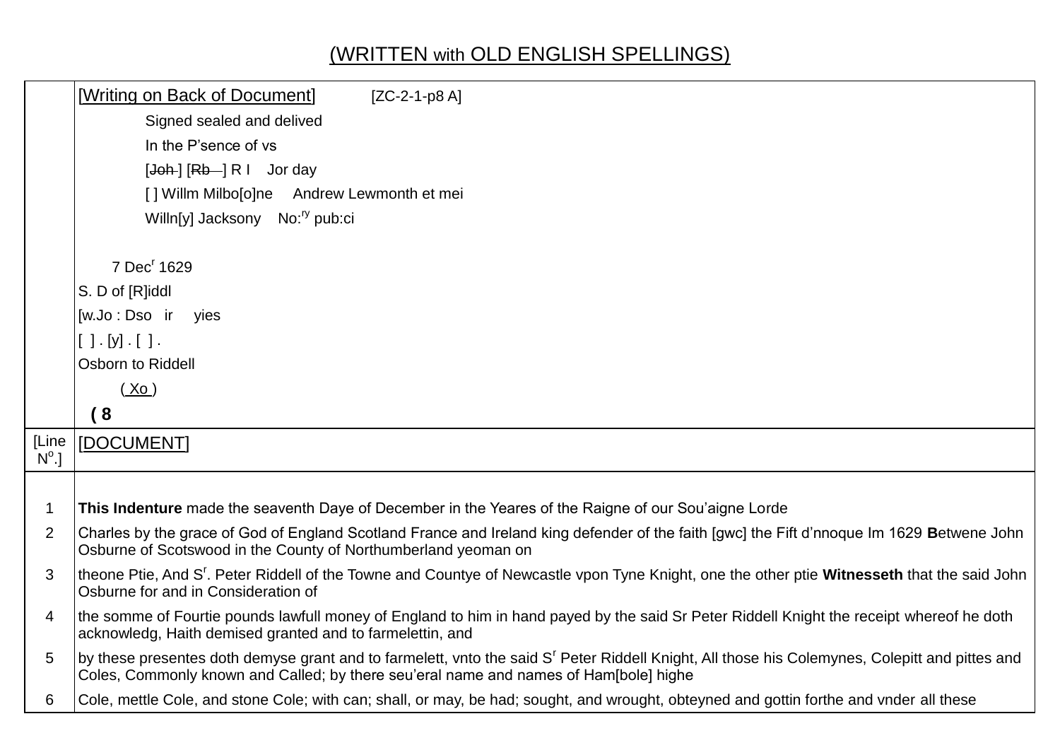(WRITTEN with OLD ENGLISH SPELLINGS)

| | [Writing on Back of Document] [ZC-2-1-p8 A]<br>Signed sealed and delived<br>In the P'sence of vs<br>[~~Joh~~] [~~Rb~~] R I Jor day<br>[ ] Willm Milbo[o]ne Andrew Lewmonth et mei<br>Willn[y] Jacksony No:[ry] pub:ci<br><br>7 Dec[r] 1629<br>S. D of [R]iddl<br>[w.Jo : Dso ir yies<br>[ ] . [y] . [ ] .<br>Osborn to Riddell<br>( Xo )<br>**( 8** |
|---|---|
| [Line N[o].] | [DOCUMENT] |
| 1 | **This Indenture** made the seaventh Daye of December in the Yeares of the Raigne of our Sou'aigne Lorde |
| 2 | Charles by the grace of God of England Scotland France and Ireland king defender of the faith [gwc] the Fift d'nnoque Im 1629 **B**etwene John Osburne of Scotswood in the County of Northumberland yeoman on |
| 3 | theone Ptie, And S[r]. Peter Riddell of the Towne and Countye of Newcastle vpon Tyne Knight, one the other ptie **Witnesseth** that the said John Osburne for and in Consideration of |
| 4 | the somme of Fourtie pounds lawfull money of England to him in hand payed by the said Sr Peter Riddell Knight the receipt whereof he doth acknowledg, Haith demised granted and to farmelettin, and |
| 5 | by these presentes doth demyse grant and to farmelett, vnto the said S[r] Peter Riddell Knight, All those his Colemynes, Colepitt and pittes and Coles, Commonly known and Called; by there seu'eral name and names of Ham[bole] highe |
| 6 | Cole, mettle Cole, and stone Cole; with can; shall, or may, be had; sought, and wrought, obteyned and gottin forthe and vnder all these |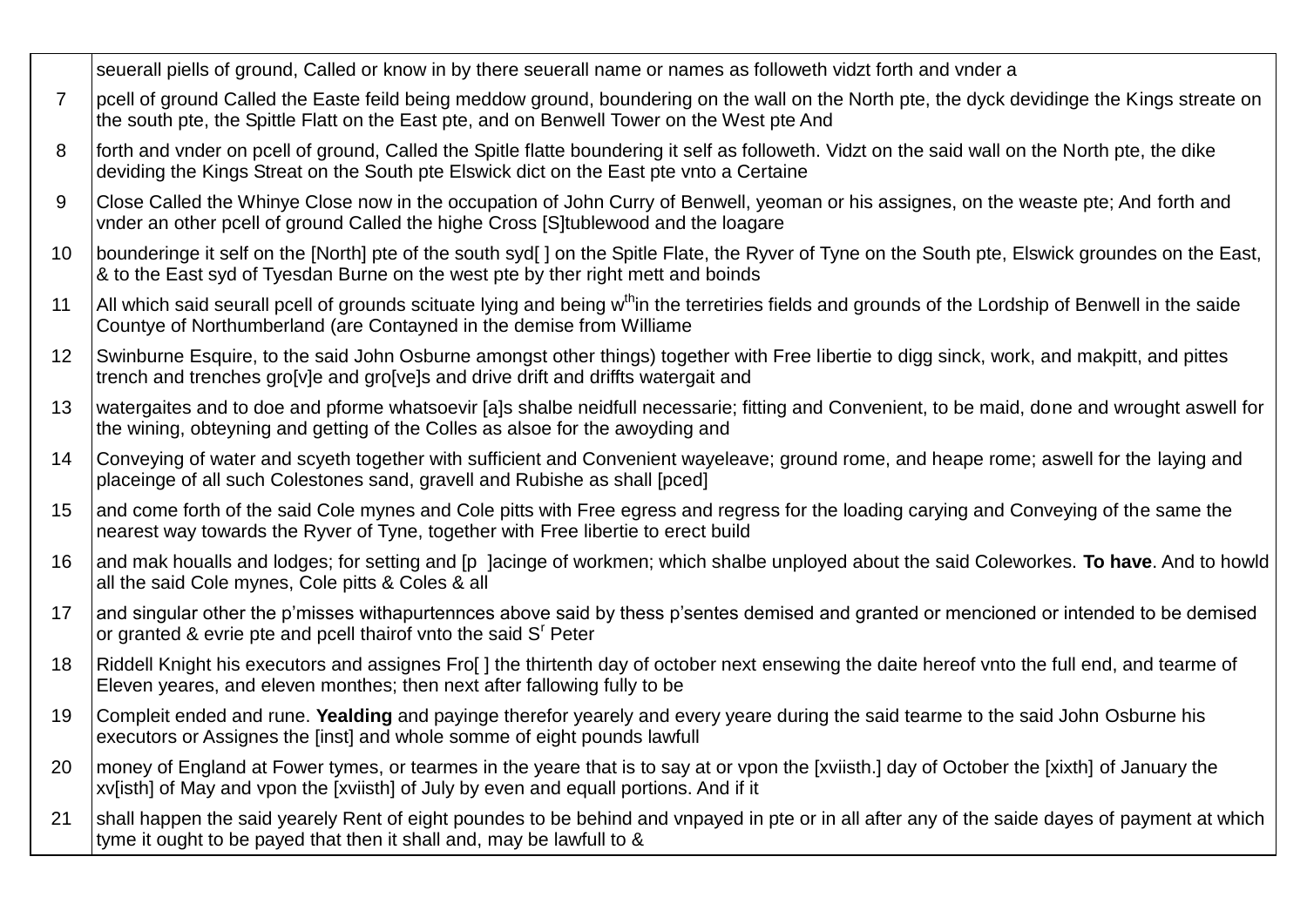| | |
|---|---|
| | seuerall piells of ground, Called or know in by there seuerall name or names as followeth vidzt forth and vnder a |
| 7 | pcell of ground Called the Easte feild being meddow ground, boundering on the wall on the North pte, the dyck devidinge the Kings streate on the south pte, the Spittle Flatt on the East pte, and on Benwell Tower on the West pte And |
| 8 | forth and vnder on pcell of ground, Called the Spitle flatte boundering it self as followeth. Vidzt on the said wall on the North pte, the dike deviding the Kings Streat on the South pte Elswick dict on the East pte vnto a Certaine |
| 9 | Close Called the Whinye Close now in the occupation of John Curry of Benwell, yeoman or his assignes, on the weaste pte; And forth and vnder an other pcell of ground Called the highe Cross [S]tublewood and the loagare |
| 10 | bounderinge it self on the [North] pte of the south syd[ ] on the Spitle Flate, the Ryver of Tyne on the South pte, Elswick groundes on the East, & to the East syd of Tyesdan Burne on the west pte by ther right mett and boinds |
| 11 | All which said seurall pcell of grounds scituate lying and being w[th]in the terretiries fields and grounds of the Lordship of Benwell in the saide Countye of Northumberland (are Contayned in the demise from Williame |
| 12 | Swinburne Esquire, to the said John Osburne amongst other things) together with Free libertie to digg sinck, work, and makpitt, and pittes trench and trenches gro[v]e and gro[ve]s and drive drift and driffts watergait and |
| 13 | watergaites and to doe and pforme whatsoevir [a]s shalbe neidfull necessarie; fitting and Convenient, to be maid, done and wrought aswell for the wining, obteyning and getting of the Colles as alsoe for the awoyding and |
| 14 | Conveying of water and scyeth together with sufficient and Convenient wayeleave; ground rome, and heape rome; aswell for the laying and placeinge of all such Colestones sand, gravell and Rubishe as shall [pced] |
| 15 | and come forth of the said Cole mynes and Cole pitts with Free egress and regress for the loading carying and Conveying of the same the nearest way towards the Ryver of Tyne, together with Free libertie to erect build |
| 16 | and mak houalls and lodges; for setting and [p ]acinge of workmen; which shalbe unployed about the said Coleworkes. **To have**. And to howld all the said Cole mynes, Cole pitts & Coles & all |
| 17 | and singular other the p'misses withapurtennces above said by thess p'sentes demised and granted or mencioned or intended to be demised or granted & evrie pte and pcell thairof vnto the said S[r] Peter |
| 18 | Riddell Knight his executors and assignes Fro[ ] the thirtenth day of october next ensewing the daite hereof vnto the full end, and tearme of Eleven yeares, and eleven monthes; then next after fallowing fully to be |
| 19 | Compleit ended and rune. **Yealding** and payinge therefor yearely and every yeare during the said tearme to the said John Osburne his executors or Assignes the [inst] and whole somme of eight pounds lawfull |
| 20 | money of England at Fower tymes, or tearmes in the yeare that is to say at or vpon the [xviisth.] day of October the [xixth] of January the xv[isth] of May and vpon the [xviisth] of July by even and equall portions. And if it |
| 21 | shall happen the said yearely Rent of eight poundes to be behind and vnpayed in pte or in all after any of the saide dayes of payment at which tyme it ought to be payed that then it shall and, may be lawfull to & |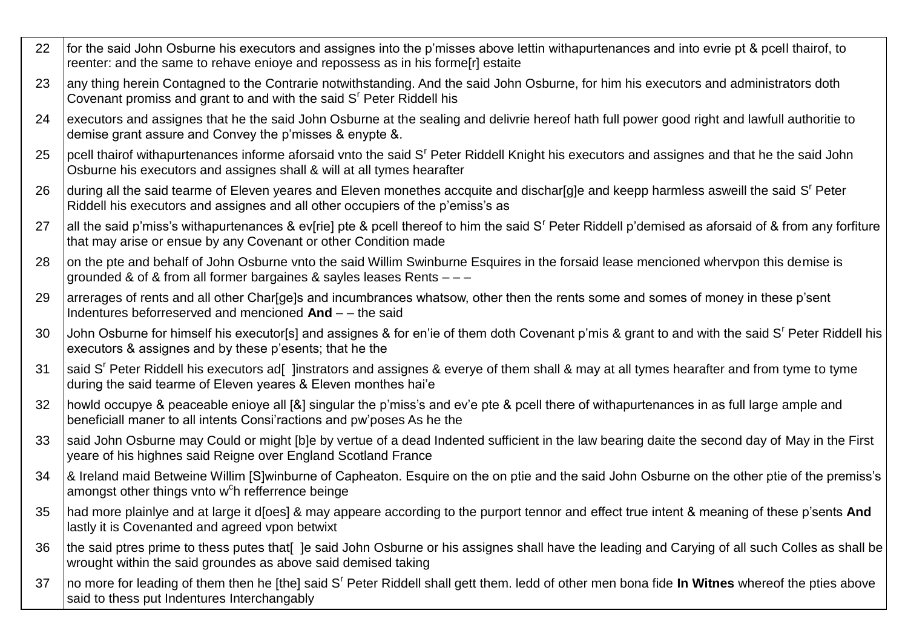| | |
|---|---|
| 22 | for the said John Osburne his executors and assignes into the p'misses above lettin withapurtenances and into evrie pt & pcell thairof, to reenter: and the same to rehave enioye and repossess as in his forme[r] estaite |
| 23 | any thing herein Contagned to the Contrarie notwithstanding. And the said John Osburne, for him his executors and administrators doth Covenant promiss and grant to and with the said S[r] Peter Riddell his |
| 24 | executors and assignes that he the said John Osburne at the sealing and delivrie hereof hath full power good right and lawfull authoritie to demise grant assure and Convey the p'misses & enypte &. |
| 25 | pcell thairof withapurtenances informe aforsaid vnto the said S[r] Peter Riddell Knight his executors and assignes and that he the said John Osburne his executors and assignes shall & will at all tymes hearafter |
| 26 | during all the said tearme of Eleven yeares and Eleven monethes accquite and dischar[g]e and keepp harmless asweill the said S[r] Peter Riddell his executors and assignes and all other occupiers of the p'emiss's as |
| 27 | all the said p'miss's withapurtenances & ev[rie] pte & pcell thereof to him the said S[r] Peter Riddell p'demised as aforsaid of & from any forfiture that may arise or ensue by any Covenant or other Condition made |
| 28 | on the pte and behalf of John Osburne vnto the said Willim Swinburne Esquires in the forsaid lease mencioned whervpon this demise is grounded & of & from all former bargaines & sayles leases Rents – – – |
| 29 | arrerages of rents and all other Char[ge]s and incumbrances whatsow, other then the rents some and somes of money in these p'sent Indentures beforreserved and mencioned **And** – – the said |
| 30 | John Osburne for himself his executor[s] and assignes & for en'ie of them doth Covenant p'mis & grant to and with the said S[r] Peter Riddell his executors & assignes and by these p'esents; that he the |
| 31 | said S[r] Peter Riddell his executors ad[ ]instrators and assignes & everye of them shall & may at all tymes hearafter and from tyme to tyme during the said tearme of Eleven yeares & Eleven monthes hai'e |
| 32 | howld occupye & peaceable enioye all [&] singular the p'miss's and ev'e pte & pcell there of withapurtenances in as full large ample and beneficiall maner to all intents Consi'ractions and pw'poses As he the |
| 33 | said John Osburne may Could or might [b]e by vertue of a dead Indented sufficient in the law bearing daite the second day of May in the First yeare of his highnes said Reigne over England Scotland France |
| 34 | & Ireland maid Betweine Willim [S]winburne of Capheaton. Esquire on the on ptie and the said John Osburne on the other ptie of the premiss's amongst other things vnto w[c]h refferrence beinge |
| 35 | had more plainlye and at large it d[oes] & may appeare according to the purport tennor and effect true intent & meaning of these p'sents **And** lastly it is Covenanted and agreed vpon betwixt |
| 36 | the said ptres prime to thess putes that[ ]e said John Osburne or his assignes shall have the leading and Carying of all such Colles as shall be wrought within the said groundes as above said demised taking |
| 37 | no more for leading of them then he [the] said S[r] Peter Riddell shall gett them. ledd of other men bona fide **In Witnes** whereof the pties above said to thess put Indentures Interchangably |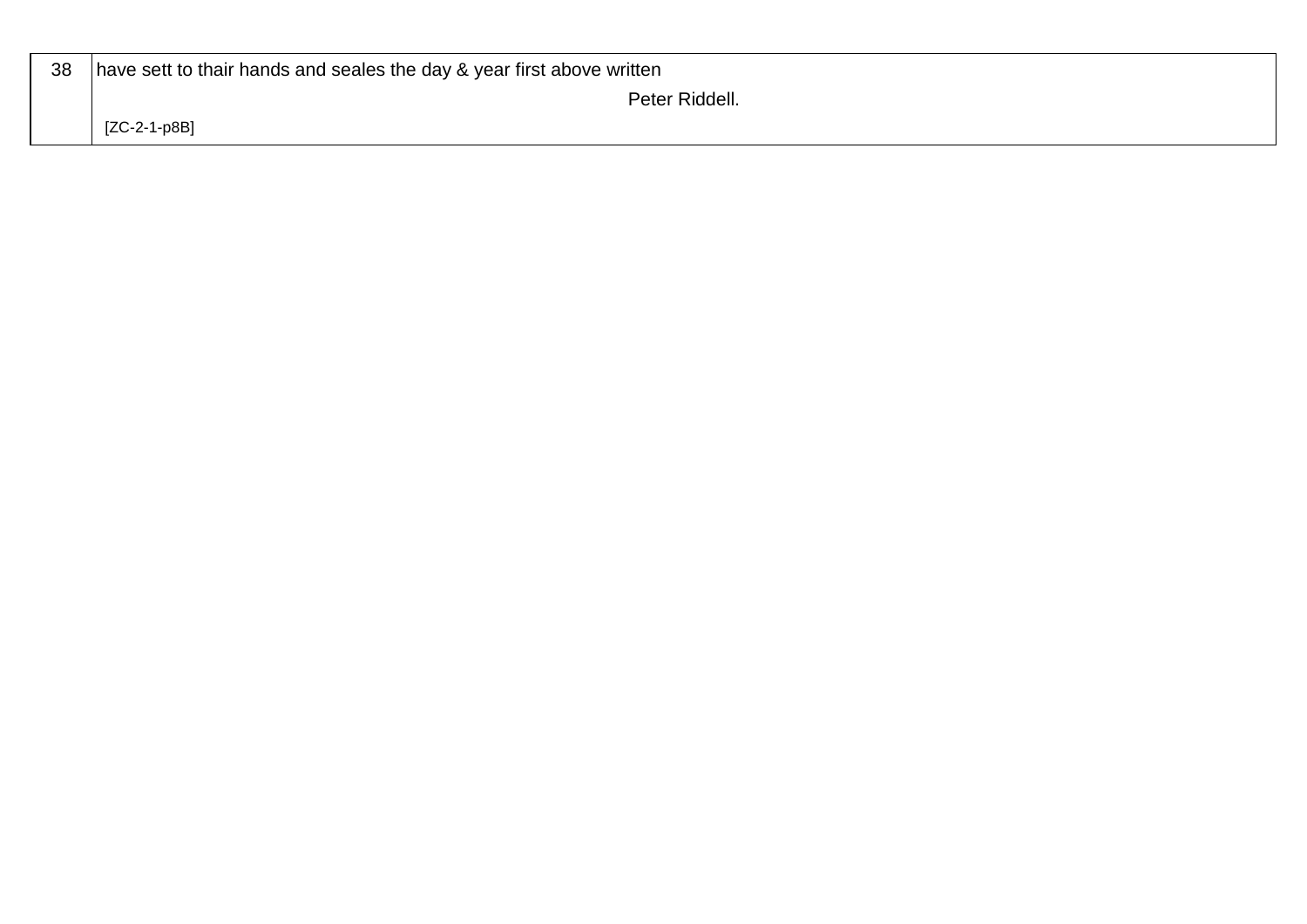| | |
|---|---|
| 38 | have sett to thair hands and seales the day & year first above written<br>Peter Riddell.<br>[ZC-2-1-p8B] |